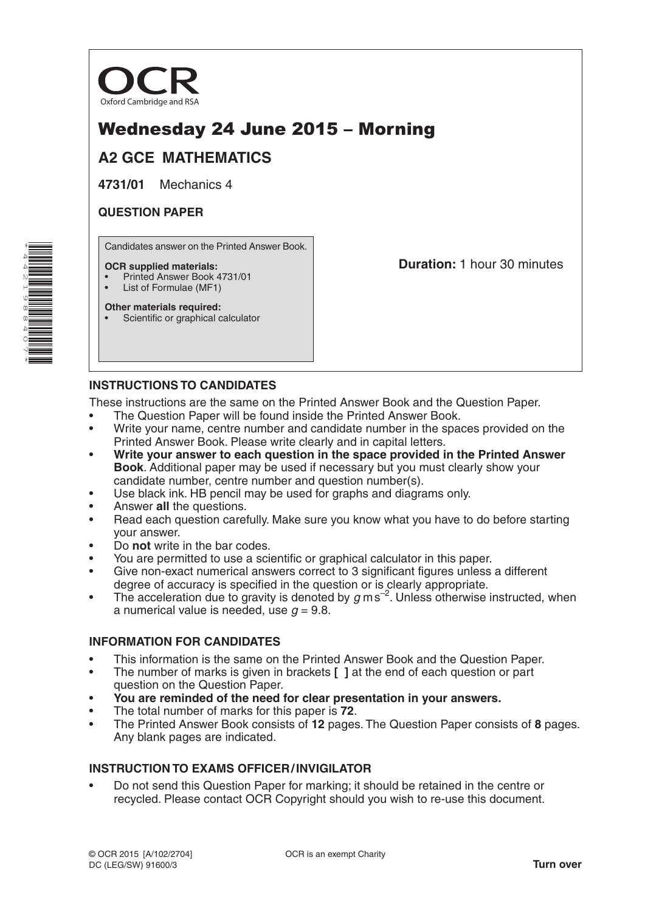OCR
Oxford Cambridge and RSA

# Wednesday 24 June 2015 – Morning

## A2 GCE MATHEMATICS

**4731/01** Mechanics 4

**QUESTION PAPER**

Candidates answer on the Printed Answer Book.

**OCR supplied materials:**
- Printed Answer Book 4731/01
- List of Formulae (MF1)

**Other materials required:**
- Scientific or graphical calculator

**Duration:** 1 hour 30 minutes

### INSTRUCTIONS TO CANDIDATES

These instructions are the same on the Printed Answer Book and the Question Paper.

- The Question Paper will be found inside the Printed Answer Book.
- Write your name, centre number and candidate number in the spaces provided on the Printed Answer Book. Please write clearly and in capital letters.
- **Write your answer to each question in the space provided in the Printed Answer Book**. Additional paper may be used if necessary but you must clearly show your candidate number, centre number and question number(s).
- Use black ink. HB pencil may be used for graphs and diagrams only.
- Answer **all** the questions.
- Read each question carefully. Make sure you know what you have to do before starting your answer.
- Do **not** write in the bar codes.
- You are permitted to use a scientific or graphical calculator in this paper.
- Give non-exact numerical answers correct to 3 significant figures unless a different degree of accuracy is specified in the question or is clearly appropriate.
- The acceleration due to gravity is denoted by $g\,\text{m}\,\text{s}^{-2}$. Unless otherwise instructed, when a numerical value is needed, use $g = 9.8$.

### INFORMATION FOR CANDIDATES

- This information is the same on the Printed Answer Book and the Question Paper.
- The number of marks is given in brackets **[ ]** at the end of each question or part question on the Question Paper.
- **You are reminded of the need for clear presentation in your answers.**
- The total number of marks for this paper is **72**.
- The Printed Answer Book consists of **12** pages. The Question Paper consists of **8** pages. Any blank pages are indicated.

### INSTRUCTION TO EXAMS OFFICER / INVIGILATOR

- Do not send this Question Paper for marking; it should be retained in the centre or recycled. Please contact OCR Copyright should you wish to re-use this document.

© OCR 2015 [A/102/2704]
DC (LEG/SW) 91600/3

OCR is an exempt Charity

**Turn over**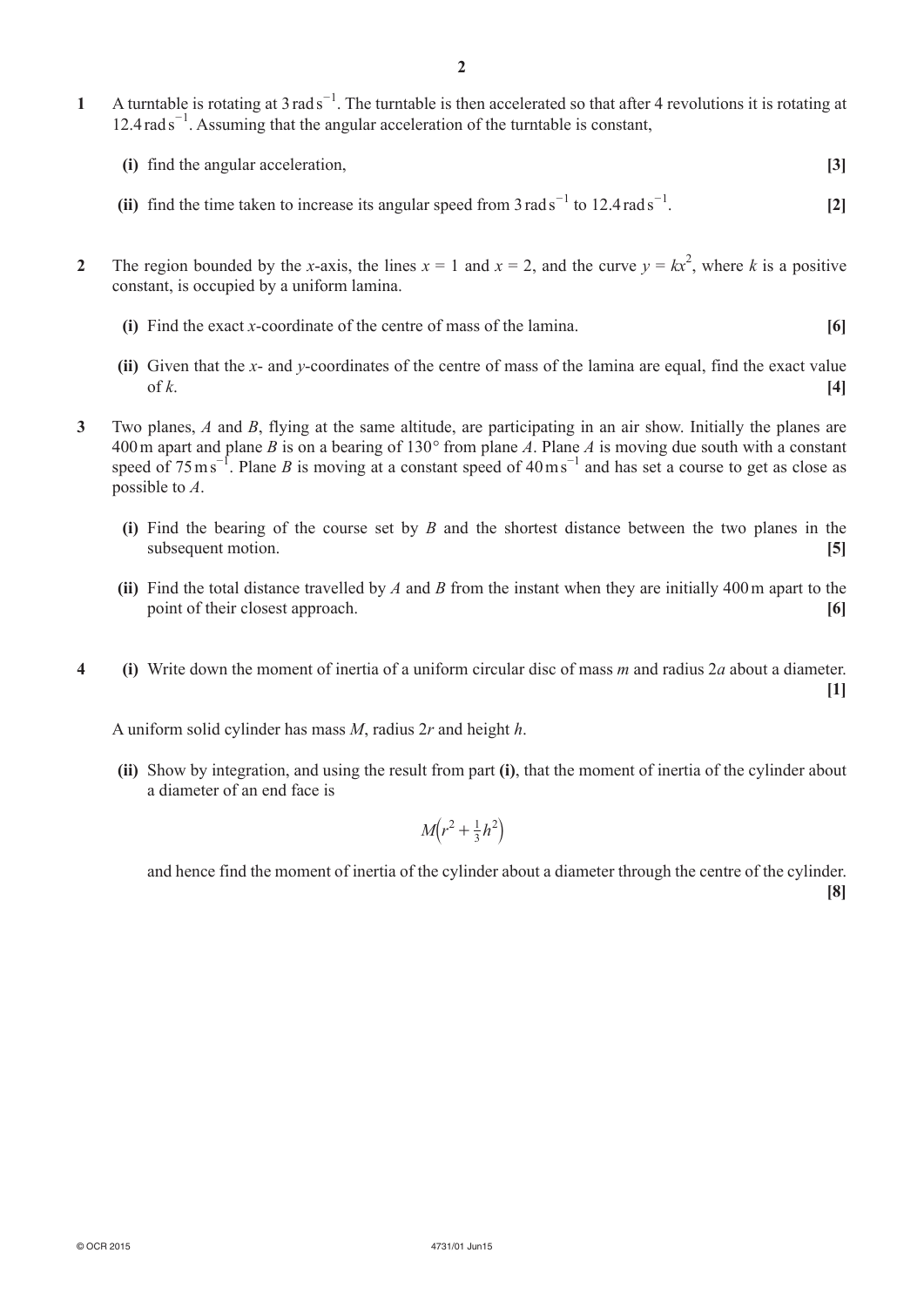**1** A turntable is rotating at $3 \text{ rad s}^{-1}$. The turntable is then accelerated so that after 4 revolutions it is rotating at $12.4 \text{ rad s}^{-1}$. Assuming that the angular acceleration of the turntable is constant,

**(i)** find the angular acceleration, **[3]**

**(ii)** find the time taken to increase its angular speed from $3 \text{ rad s}^{-1}$ to $12.4 \text{ rad s}^{-1}$. **[2]**

**2** The region bounded by the $x$-axis, the lines $x = 1$ and $x = 2$, and the curve $y = kx^2$, where $k$ is a positive constant, is occupied by a uniform lamina.

**(i)** Find the exact $x$-coordinate of the centre of mass of the lamina. **[6]**

**(ii)** Given that the $x$- and $y$-coordinates of the centre of mass of the lamina are equal, find the exact value of $k$. **[4]**

**3** Two planes, $A$ and $B$, flying at the same altitude, are participating in an air show. Initially the planes are 400 m apart and plane $B$ is on a bearing of 130° from plane $A$. Plane $A$ is moving due south with a constant speed of $75 \text{ m s}^{-1}$. Plane $B$ is moving at a constant speed of $40 \text{ m s}^{-1}$ and has set a course to get as close as possible to $A$.

**(i)** Find the bearing of the course set by $B$ and the shortest distance between the two planes in the subsequent motion. **[5]**

**(ii)** Find the total distance travelled by $A$ and $B$ from the instant when they are initially 400 m apart to the point of their closest approach. **[6]**

**4** **(i)** Write down the moment of inertia of a uniform circular disc of mass $m$ and radius $2a$ about a diameter. **[1]**

A uniform solid cylinder has mass $M$, radius $2r$ and height $h$.

**(ii)** Show by integration, and using the result from part **(i)**, that the moment of inertia of the cylinder about a diameter of an end face is

$$M\left(r^2 + \tfrac{1}{3}h^2\right)$$

and hence find the moment of inertia of the cylinder about a diameter through the centre of the cylinder. **[8]**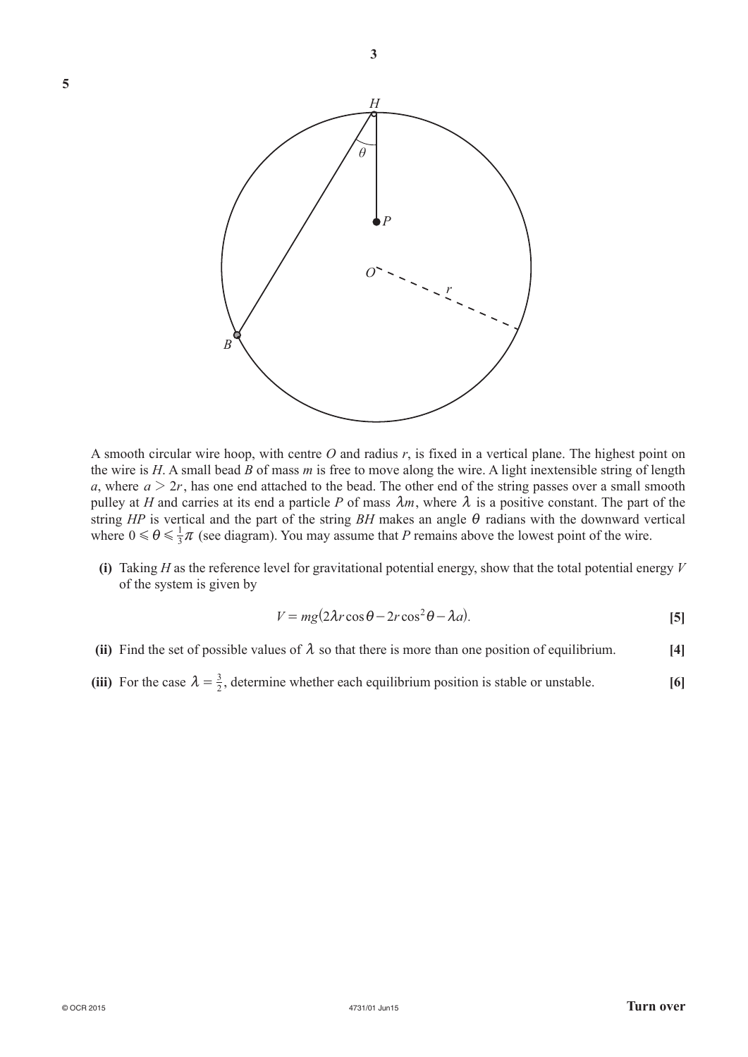**5**

H

$\theta$

P

O

r

B

A smooth circular wire hoop, with centre $O$ and radius $r$, is fixed in a vertical plane. The highest point on the wire is $H$. A small bead $B$ of mass $m$ is free to move along the wire. A light inextensible string of length $a$, where $a > 2r$, has one end attached to the bead. The other end of the string passes over a small smooth pulley at $H$ and carries at its end a particle $P$ of mass $\lambda m$, where $\lambda$ is a positive constant. The part of the string $HP$ is vertical and the part of the string $BH$ makes an angle $\theta$ radians with the downward vertical where $0 \leqslant \theta \leqslant \frac{1}{3}\pi$ (see diagram). You may assume that $P$ remains above the lowest point of the wire.

**(i)** Taking $H$ as the reference level for gravitational potential energy, show that the total potential energy $V$ of the system is given by

$$V = mg(2\lambda r\cos\theta - 2r\cos^2\theta - \lambda a).$$ **[5]**

**(ii)** Find the set of possible values of $\lambda$ so that there is more than one position of equilibrium. **[4]**

**(iii)** For the case $\lambda = \frac{3}{2}$, determine whether each equilibrium position is stable or unstable. **[6]**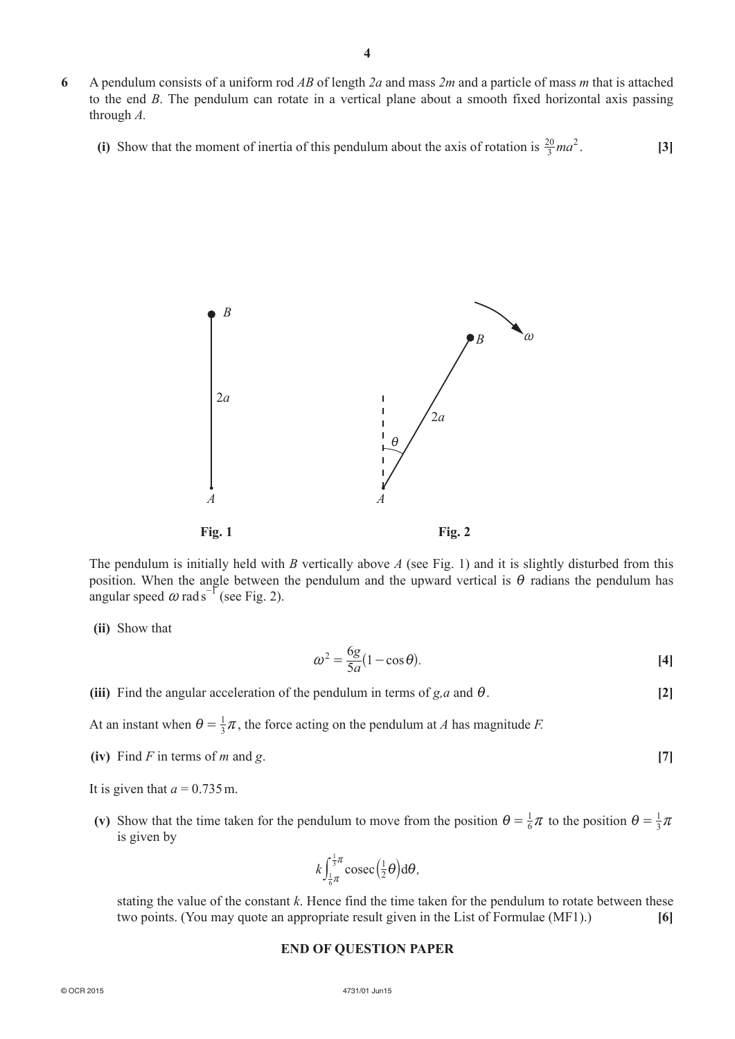**6** A pendulum consists of a uniform rod $AB$ of length $2a$ and mass $2m$ and a particle of mass $m$ that is attached to the end $B$. The pendulum can rotate in a vertical plane about a smooth fixed horizontal axis passing through $A$.

**(i)** Show that the moment of inertia of this pendulum about the axis of rotation is $\frac{20}{3}ma^2$. **[3]**

B

2a

A

**Fig. 1**

B

ω

2a

θ

A

**Fig. 2**

The pendulum is initially held with $B$ vertically above $A$ (see Fig. 1) and it is slightly disturbed from this position. When the angle between the pendulum and the upward vertical is $\theta$ radians the pendulum has angular speed $\omega$ rad s$^{-1}$ (see Fig. 2).

**(ii)** Show that

$$\omega^2 = \frac{6g}{5a}(1 - \cos\theta).$$ **[4]**

**(iii)** Find the angular acceleration of the pendulum in terms of $g$, $a$ and $\theta$. **[2]**

At an instant when $\theta = \frac{1}{3}\pi$, the force acting on the pendulum at $A$ has magnitude $F$.

**(iv)** Find $F$ in terms of $m$ and $g$. **[7]**

It is given that $a = 0.735$ m.

**(v)** Show that the time taken for the pendulum to move from the position $\theta = \frac{1}{6}\pi$ to the position $\theta = \frac{1}{3}\pi$ is given by

$$k\int_{\frac{1}{6}\pi}^{\frac{1}{3}\pi} \operatorname{cosec}\left(\tfrac{1}{2}\theta\right) \mathrm{d}\theta,$$

stating the value of the constant $k$. Hence find the time taken for the pendulum to rotate between these two points. (You may quote an appropriate result given in the List of Formulae (MF1).) **[6]**

**END OF QUESTION PAPER**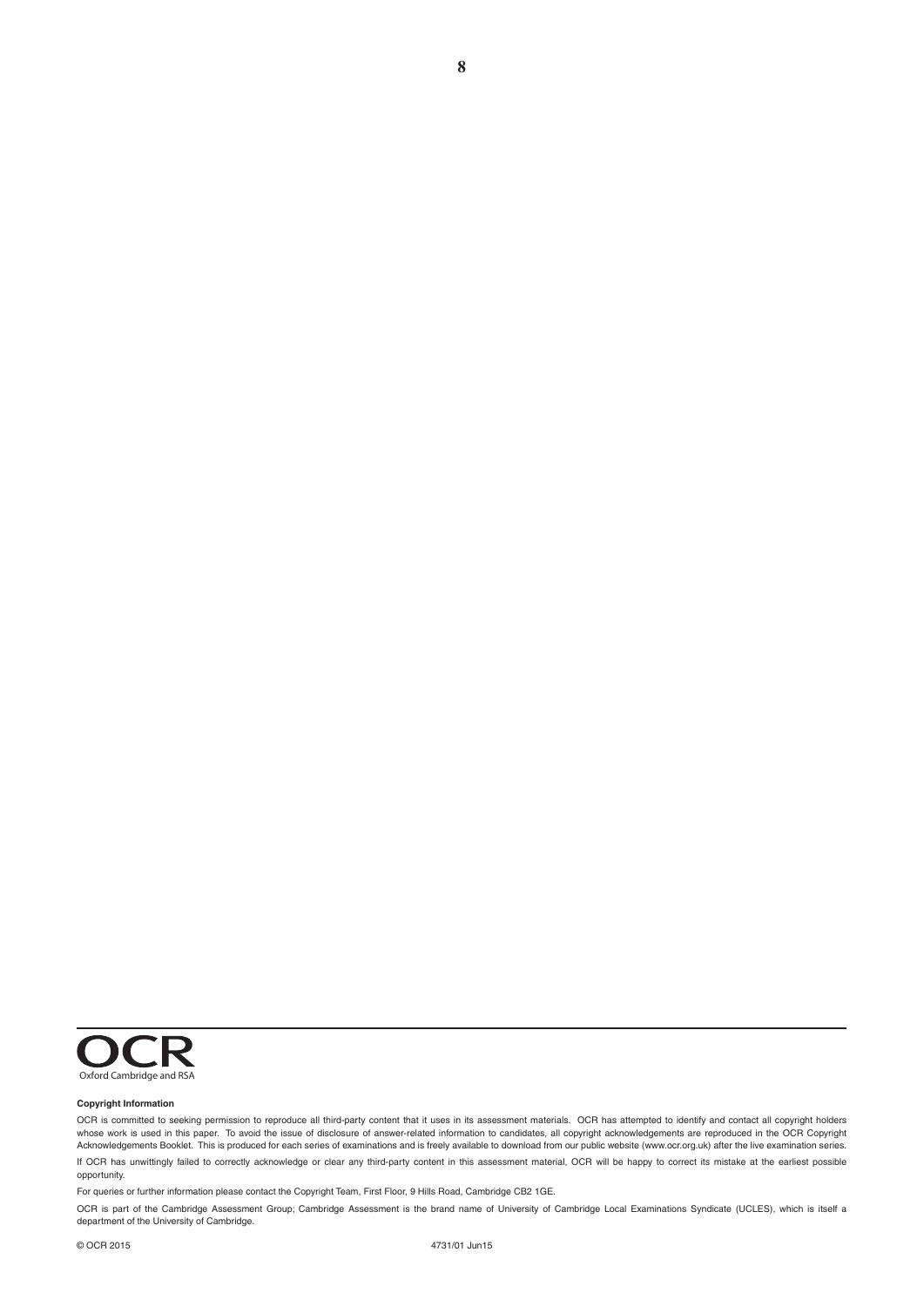OCR
Oxford Cambridge and RSA

**Copyright Information**

OCR is committed to seeking permission to reproduce all third-party content that it uses in its assessment materials. OCR has attempted to identify and contact all copyright holders whose work is used in this paper. To avoid the issue of disclosure of answer-related information to candidates, all copyright acknowledgements are reproduced in the OCR Copyright Acknowledgements Booklet. This is produced for each series of examinations and is freely available to download from our public website (www.ocr.org.uk) after the live examination series.

If OCR has unwittingly failed to correctly acknowledge or clear any third-party content in this assessment material, OCR will be happy to correct its mistake at the earliest possible opportunity.

For queries or further information please contact the Copyright Team, First Floor, 9 Hills Road, Cambridge CB2 1GE.

OCR is part of the Cambridge Assessment Group; Cambridge Assessment is the brand name of University of Cambridge Local Examinations Syndicate (UCLES), which is itself a department of the University of Cambridge.

© OCR 2015 4731/01 Jun15